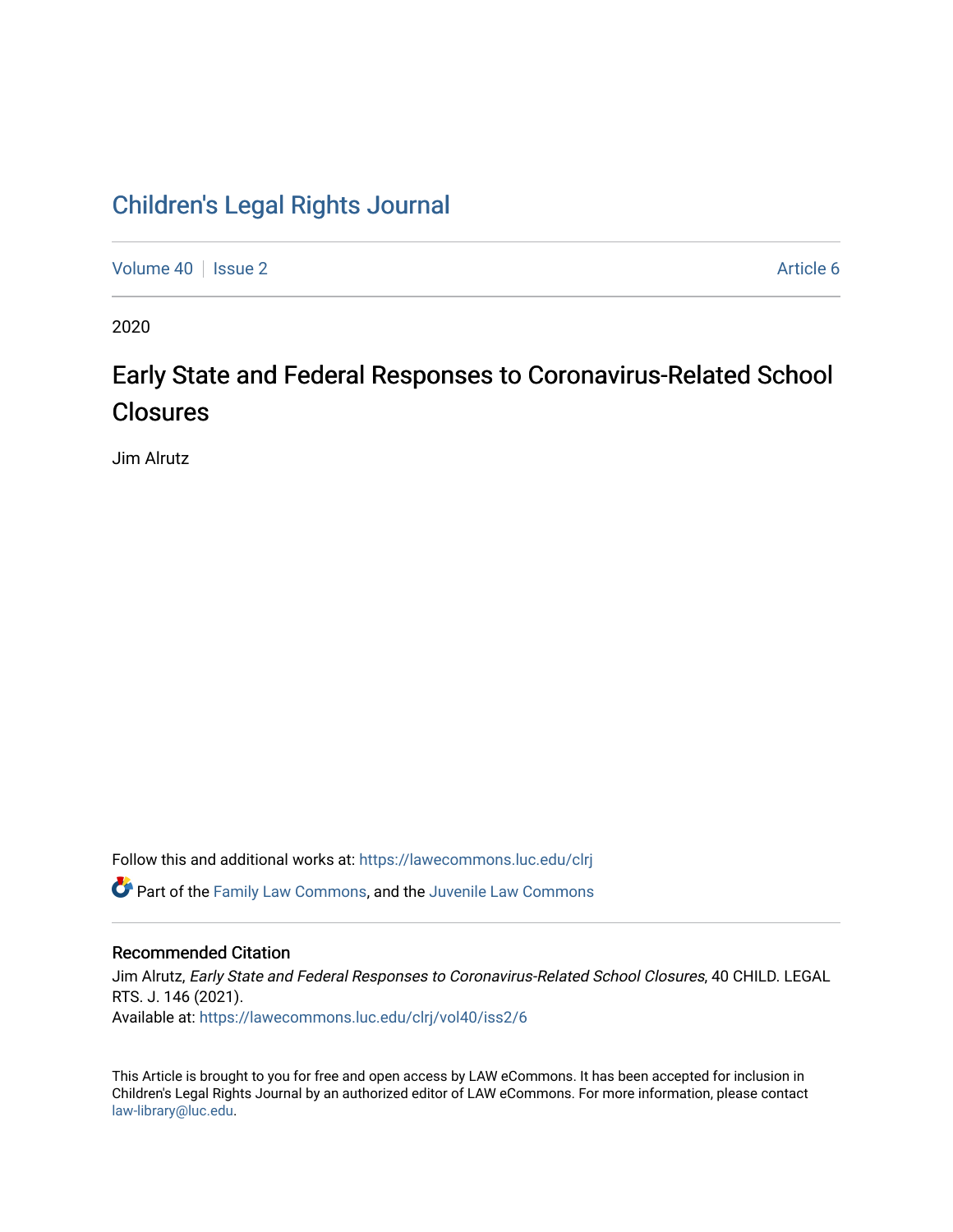# Children's Legal Rights Journal

Volume 40 | Issue 2 Article 6

2020

## Early State and Federal Responses to Coronavirus-Related School Closures

Jim Alrutz

Follow this and additional works at: https://lawecommons.luc.edu/clrj

Part of the Family Law Commons, and the Juvenile Law Commons

### Recommended Citation

Jim Alrutz, *Early State and Federal Responses to Coronavirus-Related School Closures*, 40 CHILD. LEGAL RTS. J. 146 (2021).

Available at: https://lawecommons.luc.edu/clrj/vol40/iss2/6

This Article is brought to you for free and open access by LAW eCommons. It has been accepted for inclusion in Children's Legal Rights Journal by an authorized editor of LAW eCommons. For more information, please contact law-library@luc.edu.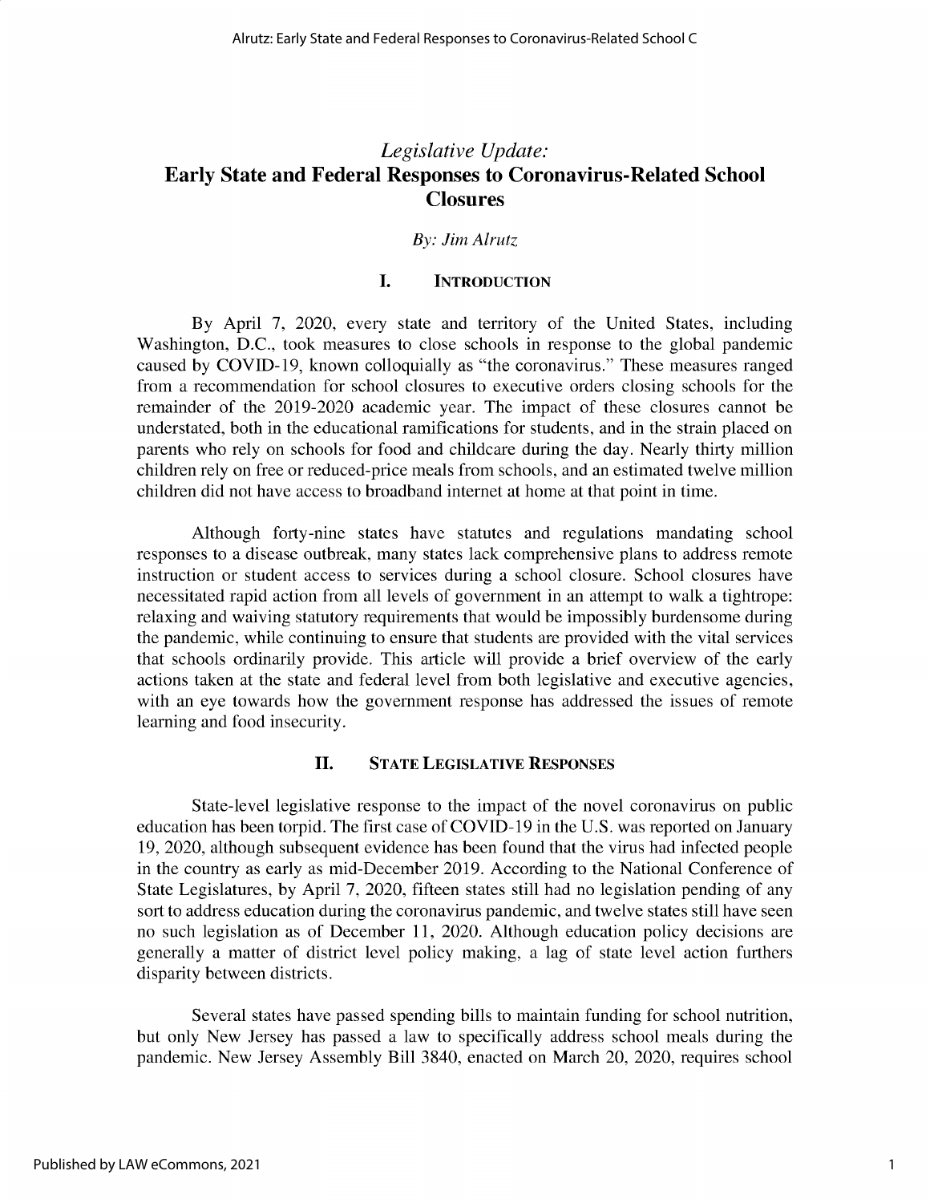# *Legislative Update:* Early State and Federal Responses to Coronavirus-Related School Closures

*By: Jim Alrutz*

## I. INTRODUCTION

By April 7, 2020, every state and territory of the United States, including Washington, D.C., took measures to close schools in response to the global pandemic caused by COVID-19, known colloquially as "the coronavirus." These measures ranged from a recommendation for school closures to executive orders closing schools for the remainder of the 2019-2020 academic year. The impact of these closures cannot be understated, both in the educational ramifications for students, and in the strain placed on parents who rely on schools for food and childcare during the day. Nearly thirty million children rely on free or reduced-price meals from schools, and an estimated twelve million children did not have access to broadband internet at home at that point in time.

Although forty-nine states have statutes and regulations mandating school responses to a disease outbreak, many states lack comprehensive plans to address remote instruction or student access to services during a school closure. School closures have necessitated rapid action from all levels of government in an attempt to walk a tightrope: relaxing and waiving statutory requirements that would be impossibly burdensome during the pandemic, while continuing to ensure that students are provided with the vital services that schools ordinarily provide. This article will provide a brief overview of the early actions taken at the state and federal level from both legislative and executive agencies, with an eye towards how the government response has addressed the issues of remote learning and food insecurity.

## II. STATE LEGISLATIVE RESPONSES

State-level legislative response to the impact of the novel coronavirus on public education has been torpid. The first case of COVID-19 in the U.S. was reported on January 19, 2020, although subsequent evidence has been found that the virus had infected people in the country as early as mid-December 2019. According to the National Conference of State Legislatures, by April 7, 2020, fifteen states still had no legislation pending of any sort to address education during the coronavirus pandemic, and twelve states still have seen no such legislation as of December 11, 2020. Although education policy decisions are generally a matter of district level policy making, a lag of state level action furthers disparity between districts.

Several states have passed spending bills to maintain funding for school nutrition, but only New Jersey has passed a law to specifically address school meals during the pandemic. New Jersey Assembly Bill 3840, enacted on March 20, 2020, requires school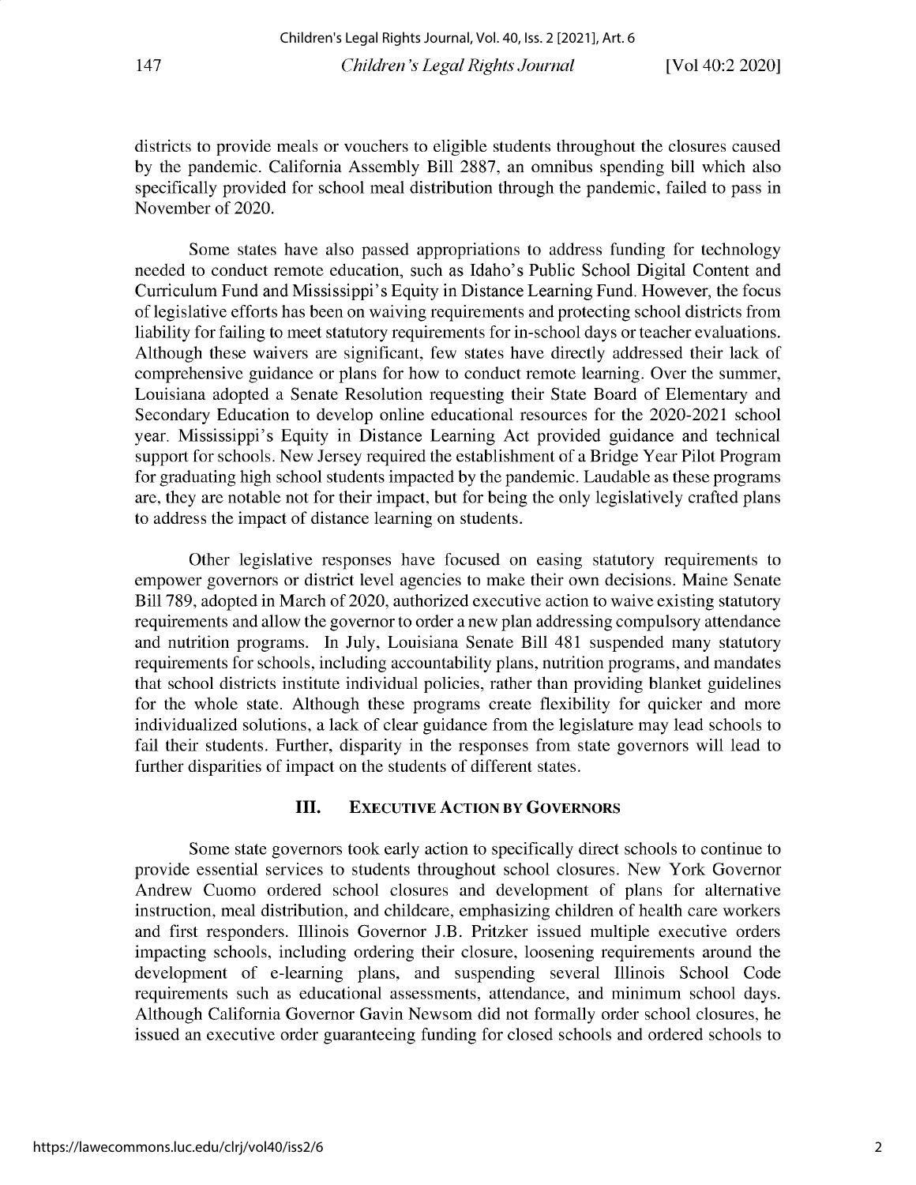districts to provide meals or vouchers to eligible students throughout the closures caused by the pandemic. California Assembly Bill 2887, an omnibus spending bill which also specifically provided for school meal distribution through the pandemic, failed to pass in November of 2020.

Some states have also passed appropriations to address funding for technology needed to conduct remote education, such as Idaho's Public School Digital Content and Curriculum Fund and Mississippi's Equity in Distance Learning Fund. However, the focus of legislative efforts has been on waiving requirements and protecting school districts from liability for failing to meet statutory requirements for in-school days or teacher evaluations. Although these waivers are significant, few states have directly addressed their lack of comprehensive guidance or plans for how to conduct remote learning. Over the summer, Louisiana adopted a Senate Resolution requesting their State Board of Elementary and Secondary Education to develop online educational resources for the 2020-2021 school year. Mississippi's Equity in Distance Learning Act provided guidance and technical support for schools. New Jersey required the establishment of a Bridge Year Pilot Program for graduating high school students impacted by the pandemic. Laudable as these programs are, they are notable not for their impact, but for being the only legislatively crafted plans to address the impact of distance learning on students.

Other legislative responses have focused on easing statutory requirements to empower governors or district level agencies to make their own decisions. Maine Senate Bill 789, adopted in March of 2020, authorized executive action to waive existing statutory requirements and allow the governor to order a new plan addressing compulsory attendance and nutrition programs. In July, Louisiana Senate Bill 481 suspended many statutory requirements for schools, including accountability plans, nutrition programs, and mandates that school districts institute individual policies, rather than providing blanket guidelines for the whole state. Although these programs create flexibility for quicker and more individualized solutions, a lack of clear guidance from the legislature may lead schools to fail their students. Further, disparity in the responses from state governors will lead to further disparities of impact on the students of different states.

## III. Executive Action by Governors

Some state governors took early action to specifically direct schools to continue to provide essential services to students throughout school closures. New York Governor Andrew Cuomo ordered school closures and development of plans for alternative instruction, meal distribution, and childcare, emphasizing children of health care workers and first responders. Illinois Governor J.B. Pritzker issued multiple executive orders impacting schools, including ordering their closure, loosening requirements around the development of e-learning plans, and suspending several Illinois School Code requirements such as educational assessments, attendance, and minimum school days. Although California Governor Gavin Newsom did not formally order school closures, he issued an executive order guaranteeing funding for closed schools and ordered schools to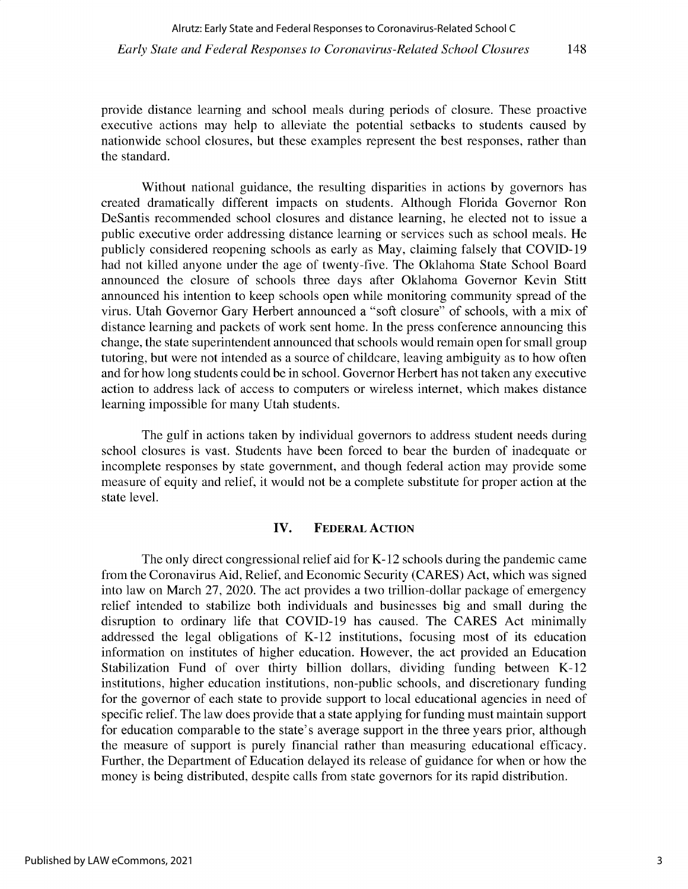provide distance learning and school meals during periods of closure. These proactive executive actions may help to alleviate the potential setbacks to students caused by nationwide school closures, but these examples represent the best responses, rather than the standard.

Without national guidance, the resulting disparities in actions by governors has created dramatically different impacts on students. Although Florida Governor Ron DeSantis recommended school closures and distance learning, he elected not to issue a public executive order addressing distance learning or services such as school meals. He publicly considered reopening schools as early as May, claiming falsely that COVID-19 had not killed anyone under the age of twenty-five. The Oklahoma State School Board announced the closure of schools three days after Oklahoma Governor Kevin Stitt announced his intention to keep schools open while monitoring community spread of the virus. Utah Governor Gary Herbert announced a "soft closure" of schools, with a mix of distance learning and packets of work sent home. In the press conference announcing this change, the state superintendent announced that schools would remain open for small group tutoring, but were not intended as a source of childcare, leaving ambiguity as to how often and for how long students could be in school. Governor Herbert has not taken any executive action to address lack of access to computers or wireless internet, which makes distance learning impossible for many Utah students.

The gulf in actions taken by individual governors to address student needs during school closures is vast. Students have been forced to bear the burden of inadequate or incomplete responses by state government, and though federal action may provide some measure of equity and relief, it would not be a complete substitute for proper action at the state level.

## IV. Federal Action

The only direct congressional relief aid for K-12 schools during the pandemic came from the Coronavirus Aid, Relief, and Economic Security (CARES) Act, which was signed into law on March 27, 2020. The act provides a two trillion-dollar package of emergency relief intended to stabilize both individuals and businesses big and small during the disruption to ordinary life that COVID-19 has caused. The CARES Act minimally addressed the legal obligations of K-12 institutions, focusing most of its education information on institutes of higher education. However, the act provided an Education Stabilization Fund of over thirty billion dollars, dividing funding between K-12 institutions, higher education institutions, non-public schools, and discretionary funding for the governor of each state to provide support to local educational agencies in need of specific relief. The law does provide that a state applying for funding must maintain support for education comparable to the state's average support in the three years prior, although the measure of support is purely financial rather than measuring educational efficacy. Further, the Department of Education delayed its release of guidance for when or how the money is being distributed, despite calls from state governors for its rapid distribution.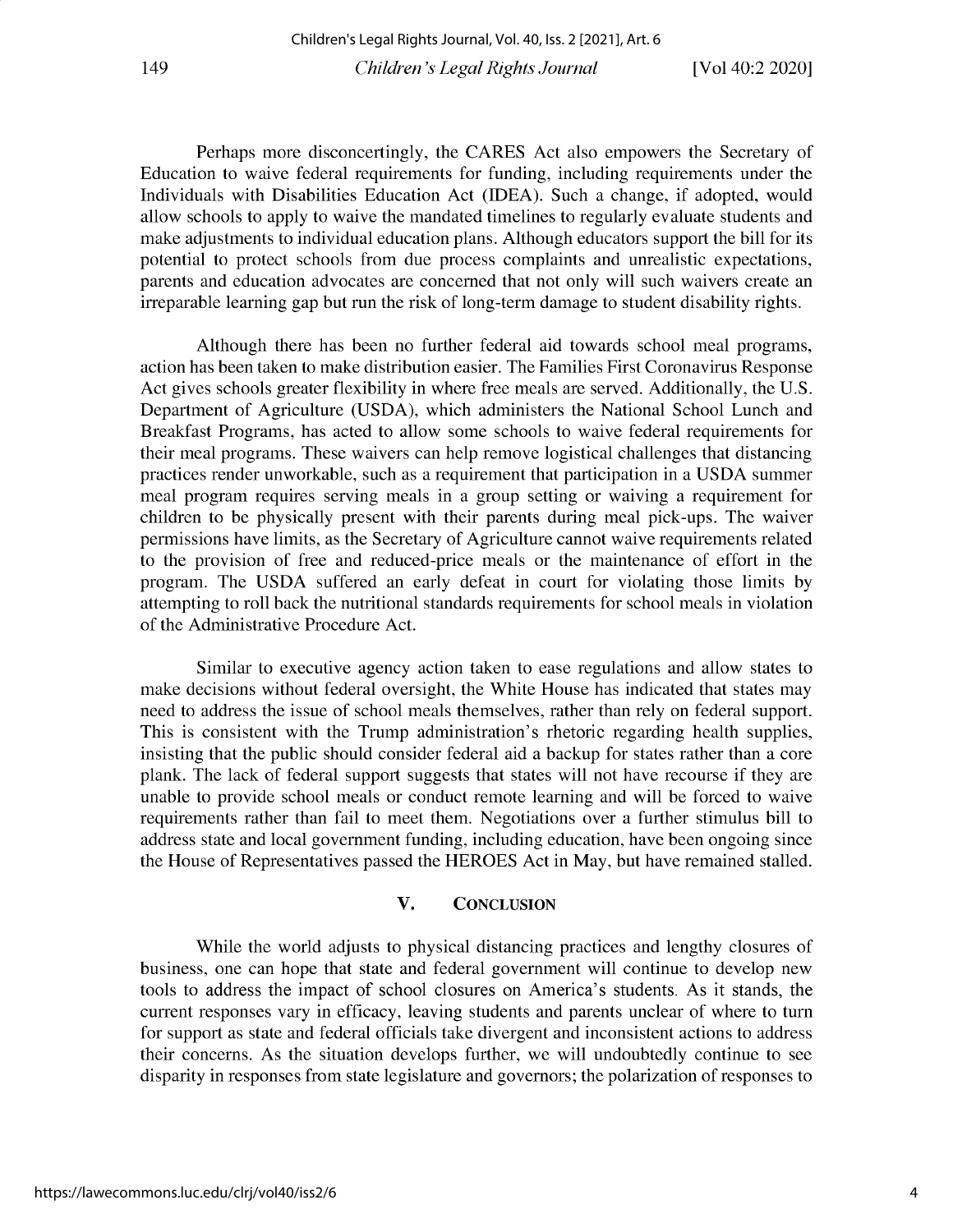Perhaps more disconcertingly, the CARES Act also empowers the Secretary of Education to waive federal requirements for funding, including requirements under the Individuals with Disabilities Education Act (IDEA). Such a change, if adopted, would allow schools to apply to waive the mandated timelines to regularly evaluate students and make adjustments to individual education plans. Although educators support the bill for its potential to protect schools from due process complaints and unrealistic expectations, parents and education advocates are concerned that not only will such waivers create an irreparable learning gap but run the risk of long-term damage to student disability rights.

Although there has been no further federal aid towards school meal programs, action has been taken to make distribution easier. The Families First Coronavirus Response Act gives schools greater flexibility in where free meals are served. Additionally, the U.S. Department of Agriculture (USDA), which administers the National School Lunch and Breakfast Programs, has acted to allow some schools to waive federal requirements for their meal programs. These waivers can help remove logistical challenges that distancing practices render unworkable, such as a requirement that participation in a USDA summer meal program requires serving meals in a group setting or waiving a requirement for children to be physically present with their parents during meal pick-ups. The waiver permissions have limits, as the Secretary of Agriculture cannot waive requirements related to the provision of free and reduced-price meals or the maintenance of effort in the program. The USDA suffered an early defeat in court for violating those limits by attempting to roll back the nutritional standards requirements for school meals in violation of the Administrative Procedure Act.

Similar to executive agency action taken to ease regulations and allow states to make decisions without federal oversight, the White House has indicated that states may need to address the issue of school meals themselves, rather than rely on federal support. This is consistent with the Trump administration's rhetoric regarding health supplies, insisting that the public should consider federal aid a backup for states rather than a core plank. The lack of federal support suggests that states will not have recourse if they are unable to provide school meals or conduct remote learning and will be forced to waive requirements rather than fail to meet them. Negotiations over a further stimulus bill to address state and local government funding, including education, have been ongoing since the House of Representatives passed the HEROES Act in May, but have remained stalled.

## V. CONCLUSION

While the world adjusts to physical distancing practices and lengthy closures of business, one can hope that state and federal government will continue to develop new tools to address the impact of school closures on America's students. As it stands, the current responses vary in efficacy, leaving students and parents unclear of where to turn for support as state and federal officials take divergent and inconsistent actions to address their concerns. As the situation develops further, we will undoubtedly continue to see disparity in responses from state legislature and governors; the polarization of responses to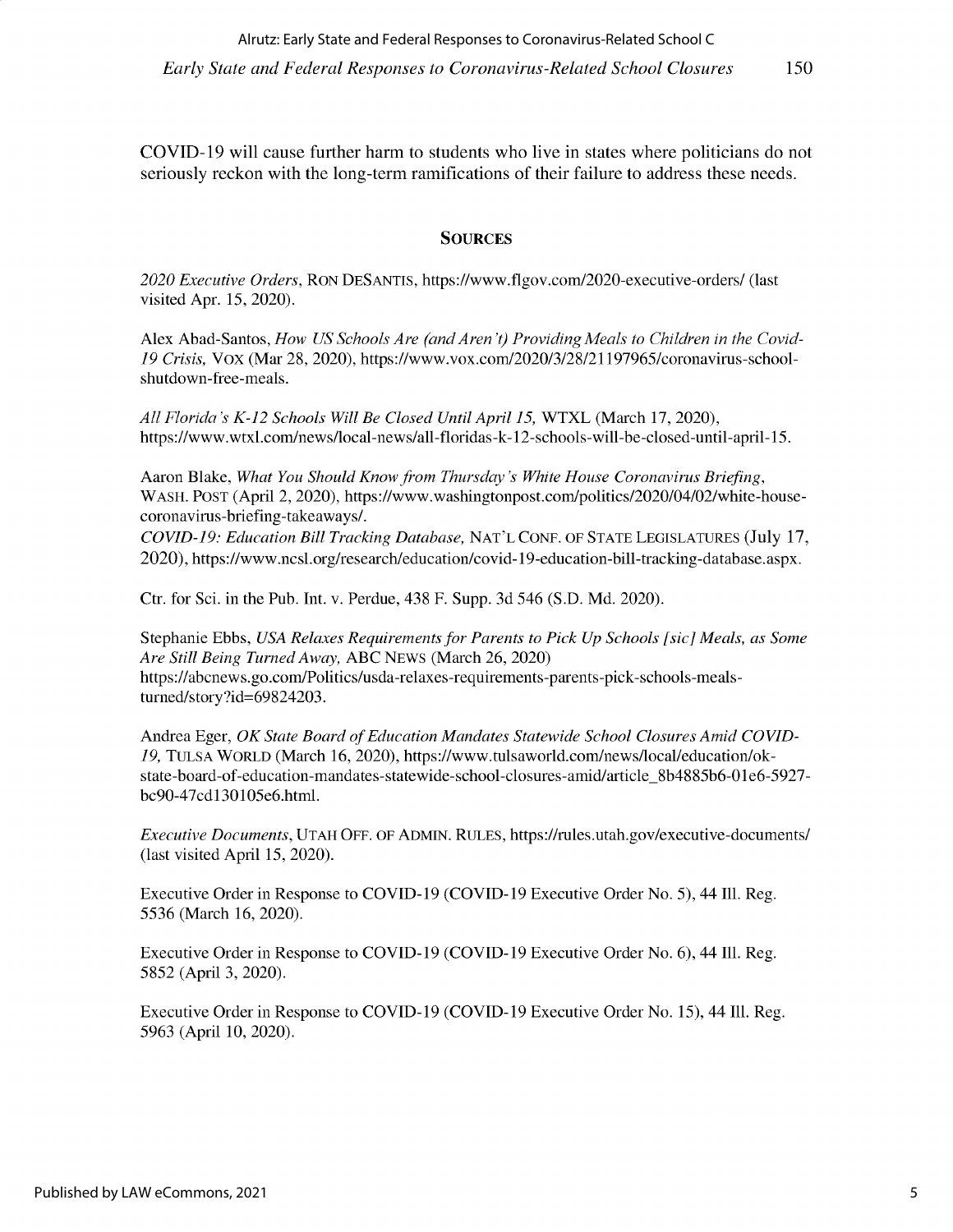COVID-19 will cause further harm to students who live in states where politicians do not seriously reckon with the long-term ramifications of their failure to address these needs.

## SOURCES

*2020 Executive Orders*, RON DESANTIS, https://www.flgov.com/2020-executive-orders/ (last visited Apr. 15, 2020).

Alex Abad-Santos, *How US Schools Are (and Aren't) Providing Meals to Children in the Covid-19 Crisis*, VOX (Mar 28, 2020), https://www.vox.com/2020/3/28/21197965/coronavirus-school-shutdown-free-meals.

*All Florida's K-12 Schools Will Be Closed Until April 15*, WTXL (March 17, 2020), https://www.wtxl.com/news/local-news/all-floridas-k-12-schools-will-be-closed-until-april-15.

Aaron Blake, *What You Should Know from Thursday's White House Coronavirus Briefing*, WASH. POST (April 2, 2020), https://www.washingtonpost.com/politics/2020/04/02/white-house-coronavirus-briefing-takeaways/.

*COVID-19: Education Bill Tracking Database*, NAT'L CONF. OF STATE LEGISLATURES (July 17, 2020), https://www.ncsl.org/research/education/covid-19-education-bill-tracking-database.aspx.

Ctr. for Sci. in the Pub. Int. v. Perdue, 438 F. Supp. 3d 546 (S.D. Md. 2020).

Stephanie Ebbs, *USA Relaxes Requirements for Parents to Pick Up Schools [sic] Meals, as Some Are Still Being Turned Away*, ABC NEWS (March 26, 2020) https://abcnews.go.com/Politics/usda-relaxes-requirements-parents-pick-schools-meals-turned/story?id=69824203.

Andrea Eger, *OK State Board of Education Mandates Statewide School Closures Amid COVID-19*, TULSA WORLD (March 16, 2020), https://www.tulsaworld.com/news/local/education/ok-state-board-of-education-mandates-statewide-school-closures-amid/article_8b4885b6-01e6-5927-bc90-47cd130105e6.html.

*Executive Documents*, UTAH OFF. OF ADMIN. RULES, https://rules.utah.gov/executive-documents/ (last visited April 15, 2020).

Executive Order in Response to COVID-19 (COVID-19 Executive Order No. 5), 44 Ill. Reg. 5536 (March 16, 2020).

Executive Order in Response to COVID-19 (COVID-19 Executive Order No. 6), 44 Ill. Reg. 5852 (April 3, 2020).

Executive Order in Response to COVID-19 (COVID-19 Executive Order No. 15), 44 Ill. Reg. 5963 (April 10, 2020).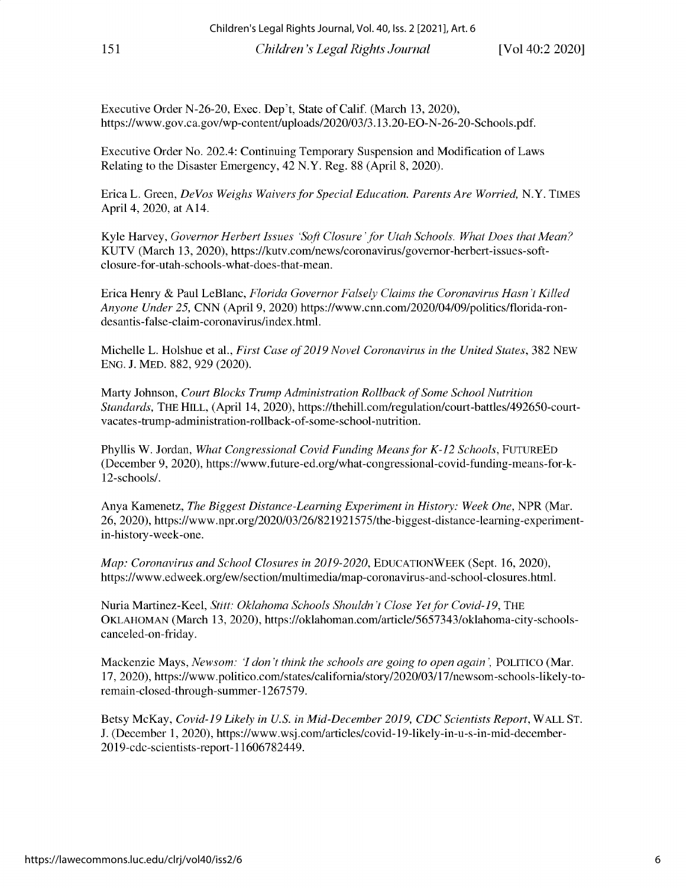Executive Order N-26-20, Exec. Dep't, State of Calif. (March 13, 2020), https://www.gov.ca.gov/wp-content/uploads/2020/03/3.13.20-EO-N-26-20-Schools.pdf.

Executive Order No. 202.4: Continuing Temporary Suspension and Modification of Laws Relating to the Disaster Emergency, 42 N.Y. Reg. 88 (April 8, 2020).

Erica L. Green, *DeVos Weighs Waivers for Special Education. Parents Are Worried,* N.Y. TIMES April 4, 2020, at A14.

Kyle Harvey, *Governor Herbert Issues 'Soft Closure' for Utah Schools. What Does that Mean?* KUTV (March 13, 2020), https://kutv.com/news/coronavirus/governor-herbert-issues-soft-closure-for-utah-schools-what-does-that-mean.

Erica Henry & Paul LeBlanc, *Florida Governor Falsely Claims the Coronavirus Hasn't Killed Anyone Under 25,* CNN (April 9, 2020) https://www.cnn.com/2020/04/09/politics/florida-ron-desantis-false-claim-coronavirus/index.html.

Michelle L. Holshue et al., *First Case of 2019 Novel Coronavirus in the United States*, 382 NEW ENG. J. MED. 882, 929 (2020).

Marty Johnson, *Court Blocks Trump Administration Rollback of Some School Nutrition Standards,* THE HILL, (April 14, 2020), https://thehill.com/regulation/court-battles/492650-court-vacates-trump-administration-rollback-of-some-school-nutrition.

Phyllis W. Jordan, *What Congressional Covid Funding Means for K-12 Schools*, FUTUREED (December 9, 2020), https://www.future-ed.org/what-congressional-covid-funding-means-for-k-12-schools/.

Anya Kamenetz, *The Biggest Distance-Learning Experiment in History: Week One*, NPR (Mar. 26, 2020), https://www.npr.org/2020/03/26/821921575/the-biggest-distance-learning-experiment-in-history-week-one.

*Map: Coronavirus and School Closures in 2019-2020*, EDUCATIONWEEK (Sept. 16, 2020), https://www.edweek.org/ew/section/multimedia/map-coronavirus-and-school-closures.html.

Nuria Martinez-Keel, *Stitt: Oklahoma Schools Shouldn't Close Yet for Covid-19*, THE OKLAHOMAN (March 13, 2020), https://oklahoman.com/article/5657343/oklahoma-city-schools-canceled-on-friday.

Mackenzie Mays, *Newsom: 'I don't think the schools are going to open again'*, POLITICO (Mar. 17, 2020), https://www.politico.com/states/california/story/2020/03/17/newsom-schools-likely-to-remain-closed-through-summer-1267579.

Betsy McKay, *Covid-19 Likely in U.S. in Mid-December 2019, CDC Scientists Report*, WALL ST. J. (December 1, 2020), https://www.wsj.com/articles/covid-19-likely-in-u-s-in-mid-december-2019-cdc-scientists-report-11606782449.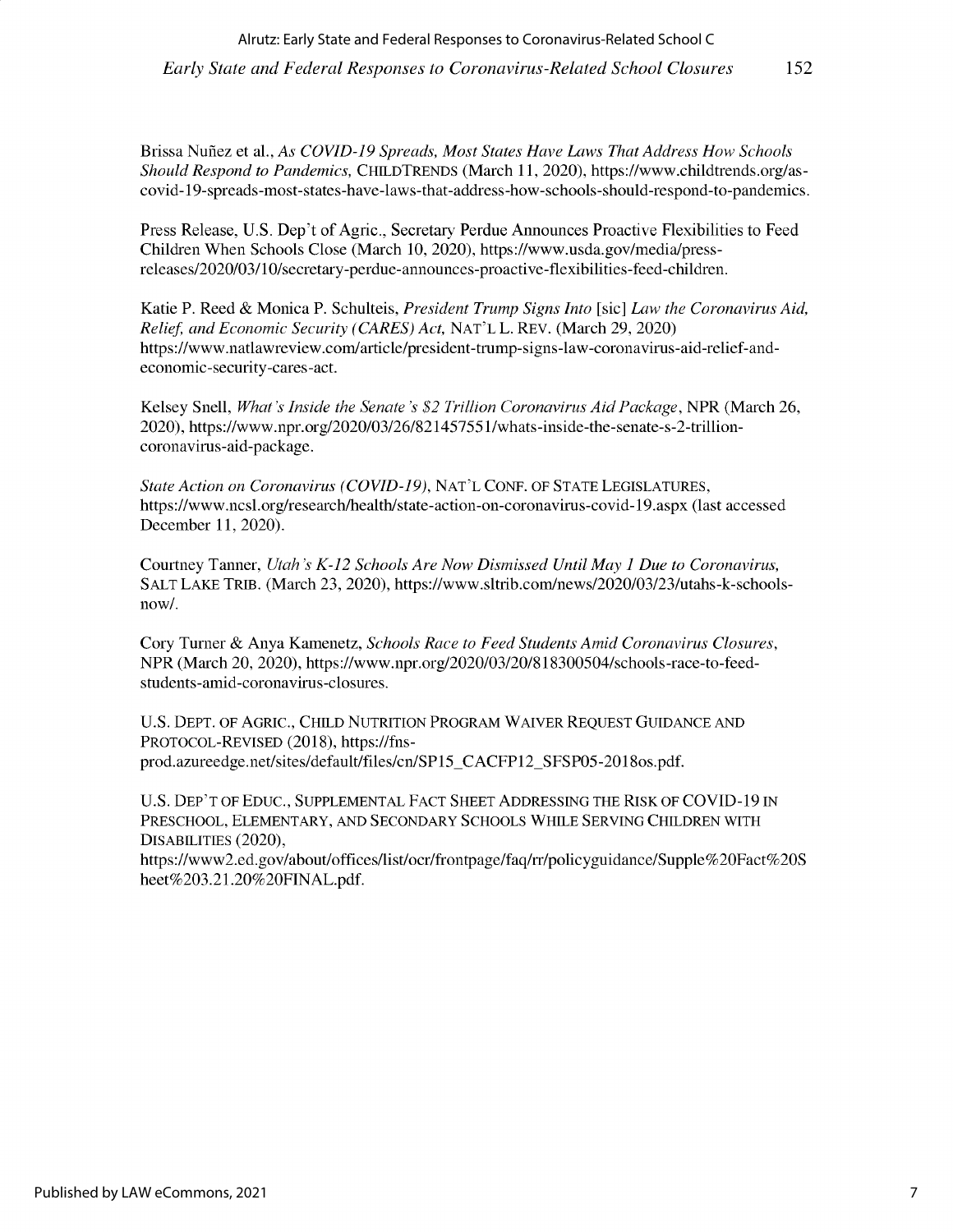Brissa Nuñez et al., *As COVID-19 Spreads, Most States Have Laws That Address How Schools Should Respond to Pandemics*, CHILDTRENDS (March 11, 2020), https://www.childtrends.org/as-covid-19-spreads-most-states-have-laws-that-address-how-schools-should-respond-to-pandemics.

Press Release, U.S. Dep't of Agric., Secretary Perdue Announces Proactive Flexibilities to Feed Children When Schools Close (March 10, 2020), https://www.usda.gov/media/press-releases/2020/03/10/secretary-perdue-announces-proactive-flexibilities-feed-children.

Katie P. Reed & Monica P. Schulteis, *President Trump Signs Into* [sic] *Law the Coronavirus Aid, Relief, and Economic Security (CARES) Act*, NAT'L L. REV. (March 29, 2020) https://www.natlawreview.com/article/president-trump-signs-law-coronavirus-aid-relief-and-economic-security-cares-act.

Kelsey Snell, *What's Inside the Senate's $2 Trillion Coronavirus Aid Package*, NPR (March 26, 2020), https://www.npr.org/2020/03/26/821457551/whats-inside-the-senate-s-2-trillion-coronavirus-aid-package.

*State Action on Coronavirus (COVID-19)*, NAT'L CONF. OF STATE LEGISLATURES, https://www.ncsl.org/research/health/state-action-on-coronavirus-covid-19.aspx (last accessed December 11, 2020).

Courtney Tanner, *Utah's K-12 Schools Are Now Dismissed Until May 1 Due to Coronavirus*, SALT LAKE TRIB. (March 23, 2020), https://www.sltrib.com/news/2020/03/23/utahs-k-schools-now/.

Cory Turner & Anya Kamenetz, *Schools Race to Feed Students Amid Coronavirus Closures*, NPR (March 20, 2020), https://www.npr.org/2020/03/20/818300504/schools-race-to-feed-students-amid-coronavirus-closures.

U.S. DEPT. OF AGRIC., CHILD NUTRITION PROGRAM WAIVER REQUEST GUIDANCE AND PROTOCOL-REVISED (2018), https://fns-prod.azureedge.net/sites/default/files/cn/SP15_CACFP12_SFSP05-2018os.pdf.

U.S. DEP'T OF EDUC., SUPPLEMENTAL FACT SHEET ADDRESSING THE RISK OF COVID-19 IN PRESCHOOL, ELEMENTARY, AND SECONDARY SCHOOLS WHILE SERVING CHILDREN WITH DISABILITIES (2020), https://www2.ed.gov/about/offices/list/ocr/frontpage/faq/rr/policyguidance/Supple%20Fact%20Sheet%203.21.20%20FINAL.pdf.